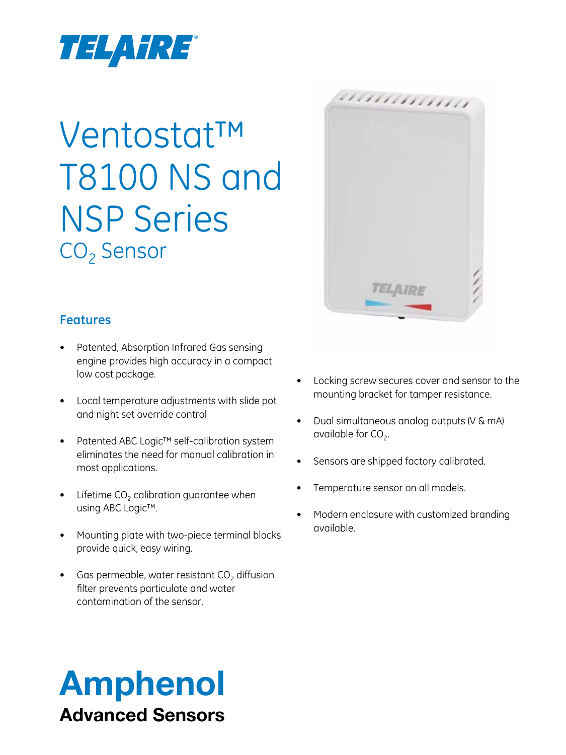TELAIRE®

# Ventostat™ T8100 NS and NSP Series

## $CO_2$ Sensor

### Features

- Patented, Absorption Infrared Gas sensing engine provides high accuracy in a compact low cost package.
- Local temperature adjustments with slide pot and night set override control
- Patented ABC Logic™ self-calibration system eliminates the need for manual calibration in most applications.
- Lifetime $CO_2$ calibration guarantee when using ABC Logic™.
- Mounting plate with two-piece terminal blocks provide quick, easy wiring.
- Gas permeable, water resistant $CO_2$ diffusion filter prevents particulate and water contamination of the sensor.
- Locking screw secures cover and sensor to the mounting bracket for tamper resistance.
- Dual simultaneous analog outputs (V & mA) available for $CO_2$.
- Sensors are shipped factory calibrated.
- Temperature sensor on all models.
- Modern enclosure with customized branding available.

**Amphenol**
**Advanced Sensors**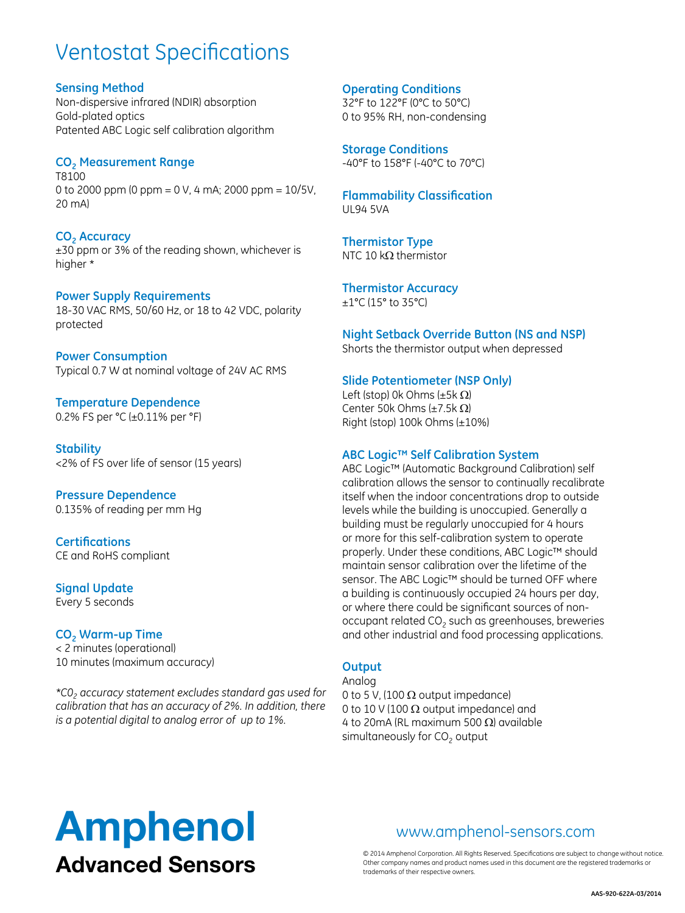# Ventostat Specifications

### Sensing Method
Non-dispersive infrared (NDIR) absorption
Gold-plated optics
Patented ABC Logic self calibration algorithm

### $CO_2$ Measurement Range
T8100
0 to 2000 ppm (0 ppm = 0 V, 4 mA; 2000 ppm = 10/5V, 20 mA)

### $CO_2$ Accuracy
±30 ppm or 3% of the reading shown, whichever is higher *

### Power Supply Requirements
18-30 VAC RMS, 50/60 Hz, or 18 to 42 VDC, polarity protected

### Power Consumption
Typical 0.7 W at nominal voltage of 24V AC RMS

### Temperature Dependence
0.2% FS per °C (±0.11% per °F)

### Stability
<2% of FS over life of sensor (15 years)

### Pressure Dependence
0.135% of reading per mm Hg

### Certifications
CE and RoHS compliant

### Signal Update
Every 5 seconds

### $CO_2$ Warm-up Time
< 2 minutes (operational)
10 minutes (maximum accuracy)

*\*$CO_2$ accuracy statement excludes standard gas used for calibration that has an accuracy of 2%. In addition, there is a potential digital to analog error of up to 1%.*

### Operating Conditions
32°F to 122°F (0°C to 50°C)
0 to 95% RH, non-condensing

### Storage Conditions
-40°F to 158°F (-40°C to 70°C)

### Flammability Classification
UL94 5VA

### Thermistor Type
NTC 10 kΩ thermistor

### Thermistor Accuracy
±1°C (15° to 35°C)

### Night Setback Override Button (NS and NSP)
Shorts the thermistor output when depressed

### Slide Potentiometer (NSP Only)
Left (stop) 0k Ohms (±5k Ω)
Center 50k Ohms (±7.5k Ω)
Right (stop) 100k Ohms (±10%)

### ABC Logic™ Self Calibration System
ABC Logic™ (Automatic Background Calibration) self calibration allows the sensor to continually recalibrate itself when the indoor concentrations drop to outside levels while the building is unoccupied. Generally a building must be regularly unoccupied for 4 hours or more for this self-calibration system to operate properly. Under these conditions, ABC Logic™ should maintain sensor calibration over the lifetime of the sensor. The ABC Logic™ should be turned OFF where a building is continuously occupied 24 hours per day, or where there could be significant sources of non-occupant related $CO_2$ such as greenhouses, breweries and other industrial and food processing applications.

### Output
Analog
0 to 5 V, (100 Ω output impedance)
0 to 10 V (100 Ω output impedance) and
4 to 20mA (RL maximum 500 Ω) available simultaneously for $CO_2$ output

**Amphenol**
**Advanced Sensors**

www.amphenol-sensors.com

© 2014 Amphenol Corporation. All Rights Reserved. Specifications are subject to change without notice. Other company names and product names used in this document are the registered trademarks or trademarks of their respective owners.

AAS-920-622A-03/2014